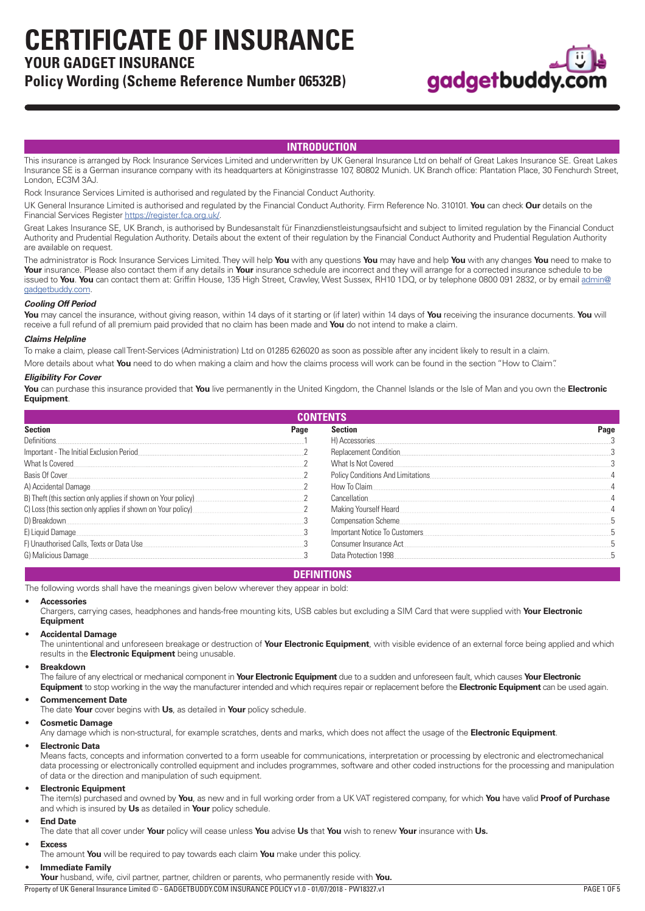# CERTIFICATE OF INSURANCE

## YOUR GADGET INSURANCE

## Policy Wording (Scheme Reference Number 06532B)

## INTRODUCTION

This insurance is arranged by Rock Insurance Services Limited and underwritten by UK General Insurance Ltd on behalf of Great Lakes Insurance SE. Great Lakes Insurance SE is a German insurance company with its headquarters at Königinstrasse 107, 80802 Munich. UK Branch office: Plantation Place, 30 Fenchurch Street, London, EC3M 3AJ.

Rock Insurance Services Limited is authorised and regulated by the Financial Conduct Authority.

UK General Insurance Limited is authorised and regulated by the Financial Conduct Authority. Firm Reference No. 310101. **You** can check **Our** details on the Financial Services Register https://register.fca.org.uk/.

Great Lakes Insurance SE, UK Branch, is authorised by Bundesanstalt für Finanzdienstleistungsaufsicht and subject to limited regulation by the Financial Conduct Authority and Prudential Regulation Authority. Details about the extent of their regulation by the Financial Conduct Authority and Prudential Regulation Authority are available on request.

The administrator is Rock Insurance Services Limited. They will help **You** with any questions **You** may have and help **You** with any changes **You** need to make to **Your** insurance. Please also contact them if any details in **Your** insurance schedule are incorrect and they will arrange for a corrected insurance schedule to be issued to **You**. **You** can contact them at: Griffin House, 135 High Street, Crawley, West Sussex, RH10 1DQ, or by telephone 0800 091 2832, or by email admin@gadgetbuddy.com.

### *Cooling Off Period*

**You** may cancel the insurance, without giving reason, within 14 days of it starting or (if later) within 14 days of **You** receiving the insurance documents. **You** will receive a full refund of all premium paid provided that no claim has been made and **You** do not intend to make a claim.

### *Claims Helpline*

To make a claim, please call Trent-Services (Administration) Ltd on 01285 626020 as soon as possible after any incident likely to result in a claim.

More details about what **You** need to do when making a claim and how the claims process will work can be found in the section "How to Claim".

### *Eligibility For Cover*

**You** can purchase this insurance provided that **You** live permanently in the United Kingdom, the Channel Islands or the Isle of Man and you own the **Electronic Equipment**.

## CONTENTS

| Section | Page | Section | Page |
|---|---|---|---|
| Definitions | 1 | H) Accessories | 3 |
| Important - The Initial Exclusion Period | 2 | Replacement Condition | 3 |
| What Is Covered | 2 | What Is Not Covered | 3 |
| Basis Of Cover | 2 | Policy Conditions And Limitations | 4 |
| A) Accidental Damage | 2 | How To Claim | 4 |
| B) Theft (this section only applies if shown on Your policy) | 2 | Cancellation | 4 |
| C) Loss (this section only applies if shown on Your policy) | 2 | Making Yourself Heard | 4 |
| D) Breakdown | 3 | Compensation Scheme | 5 |
| E) Liquid Damage | 3 | Important Notice To Customers | 5 |
| F) Unauthorised Calls, Texts or Data Use | 3 | Consumer Insurance Act | 5 |
| G) Malicious Damage | 3 | Data Protection 1998 | 5 |

## DEFINITIONS

The following words shall have the meanings given below wherever they appear in bold:

- **Accessories**
  Chargers, carrying cases, headphones and hands-free mounting kits, USB cables but excluding a SIM Card that were supplied with **Your Electronic Equipment**
- **Accidental Damage**
  The unintentional and unforeseen breakage or destruction of **Your Electronic Equipment**, with visible evidence of an external force being applied and which results in the **Electronic Equipment** being unusable.
- **Breakdown**
  The failure of any electrical or mechanical component in **Your Electronic Equipment** due to a sudden and unforeseen fault, which causes **Your Electronic Equipment** to stop working in the way the manufacturer intended and which requires repair or replacement before the **Electronic Equipment** can be used again.
- **Commencement Date**
  The date **Your** cover begins with **Us**, as detailed in **Your** policy schedule.
- **Cosmetic Damage**
  Any damage which is non-structural, for example scratches, dents and marks, which does not affect the usage of the **Electronic Equipment**.
- **Electronic Data**
  Means facts, concepts and information converted to a form useable for communications, interpretation or processing by electronic and electromechanical data processing or electronically controlled equipment and includes programmes, software and other coded instructions for the processing and manipulation of data or the direction and manipulation of such equipment.
- **Electronic Equipment**
  The item(s) purchased and owned by **You**, as new and in full working order from a UK VAT registered company, for which **You** have valid **Proof of Purchase** and which is insured by **Us** as detailed in **Your** policy schedule.
- **End Date**
  The date that all cover under **Your** policy will cease unless **You** advise **Us** that **You** wish to renew **Your** insurance with **Us.**
- **Excess**
  The amount **You** will be required to pay towards each claim **You** make under this policy.
- **Immediate Family**
  **Your** husband, wife, civil partner, partner, children or parents, who permanently reside with **You.**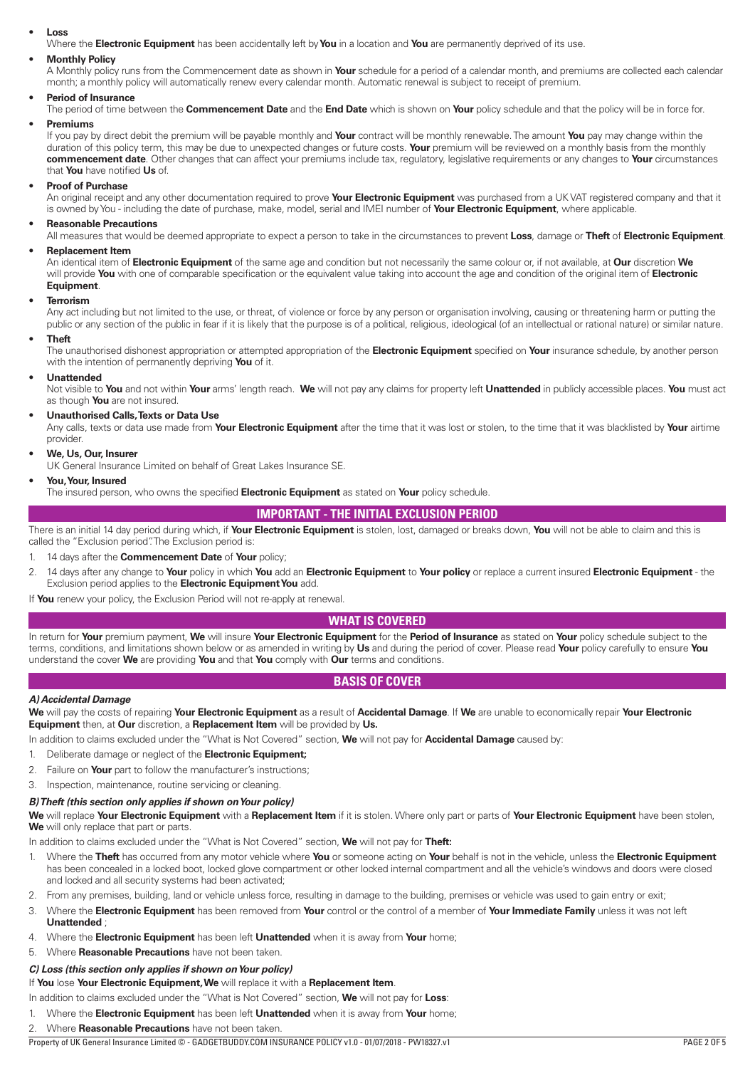- **Loss**
  Where the **Electronic Equipment** has been accidentally left by **You** in a location and **You** are permanently deprived of its use.
- **Monthly Policy**
  A Monthly policy runs from the Commencement date as shown in **Your** schedule for a period of a calendar month, and premiums are collected each calendar month; a monthly policy will automatically renew every calendar month. Automatic renewal is subject to receipt of premium.
- **Period of Insurance**
  The period of time between the **Commencement Date** and the **End Date** which is shown on **Your** policy schedule and that the policy will be in force for.
- **Premiums**
  If you pay by direct debit the premium will be payable monthly and **Your** contract will be monthly renewable. The amount **You** pay may change within the duration of this policy term, this may be due to unexpected changes or future costs. **Your** premium will be reviewed on a monthly basis from the monthly **commencement date**. Other changes that can affect your premiums include tax, regulatory, legislative requirements or any changes to **Your** circumstances that **You** have notified **Us** of.
- **Proof of Purchase**
  An original receipt and any other documentation required to prove **Your Electronic Equipment** was purchased from a UK VAT registered company and that it is owned by You - including the date of purchase, make, model, serial and IMEI number of **Your Electronic Equipment**, where applicable.
- **Reasonable Precautions**
  All measures that would be deemed appropriate to expect a person to take in the circumstances to prevent **Loss**, damage or **Theft** of **Electronic Equipment**.
- **Replacement Item**
  An identical item of **Electronic Equipment** of the same age and condition but not necessarily the same colour or, if not available, at **Our** discretion **We** will provide **You** with one of comparable specification or the equivalent value taking into account the age and condition of the original item of **Electronic Equipment**.
- **Terrorism**
  Any act including but not limited to the use, or threat, of violence or force by any person or organisation involving, causing or threatening harm or putting the public or any section of the public in fear if it is likely that the purpose is of a political, religious, ideological (of an intellectual or rational nature) or similar nature.
- **Theft**
  The unauthorised dishonest appropriation or attempted appropriation of the **Electronic Equipment** specified on **Your** insurance schedule, by another person with the intention of permanently depriving **You** of it.
- **Unattended**
  Not visible to **You** and not within **Your** arms' length reach. **We** will not pay any claims for property left **Unattended** in publicly accessible places. **You** must act as though **You** are not insured.
- **Unauthorised Calls, Texts or Data Use**
  Any calls, texts or data use made from **Your Electronic Equipment** after the time that it was lost or stolen, to the time that it was blacklisted by **Your** airtime provider.
- **We, Us, Our, Insurer**
  UK General Insurance Limited on behalf of Great Lakes Insurance SE.
- **You, Your, Insured**
  The insured person, who owns the specified **Electronic Equipment** as stated on **Your** policy schedule.

## IMPORTANT - THE INITIAL EXCLUSION PERIOD

There is an initial 14 day period during which, if **Your Electronic Equipment** is stolen, lost, damaged or breaks down, **You** will not be able to claim and this is called the "Exclusion period". The Exclusion period is:

1. 14 days after the **Commencement Date** of **Your** policy;
2. 14 days after any change to **Your** policy in which **You** add an **Electronic Equipment** to **Your policy** or replace a current insured **Electronic Equipment** - the Exclusion period applies to the **Electronic Equipment You** add.

If **You** renew your policy, the Exclusion Period will not re-apply at renewal.

## WHAT IS COVERED

In return for **Your** premium payment, **We** will insure **Your Electronic Equipment** for the **Period of Insurance** as stated on **Your** policy schedule subject to the terms, conditions, and limitations shown below or as amended in writing by **Us** and during the period of cover. Please read **Your** policy carefully to ensure **You** understand the cover **We** are providing **You** and that **You** comply with **Our** terms and conditions.

## BASIS OF COVER

### *A) Accidental Damage*

**We** will pay the costs of repairing **Your Electronic Equipment** as a result of **Accidental Damage**. If **We** are unable to economically repair **Your Electronic Equipment** then, at **Our** discretion, a **Replacement Item** will be provided by **Us.**

In addition to claims excluded under the "What is Not Covered" section, **We** will not pay for **Accidental Damage** caused by:

1. Deliberate damage or neglect of the **Electronic Equipment;**
2. Failure on **Your** part to follow the manufacturer's instructions;
3. Inspection, maintenance, routine servicing or cleaning.

### *B) Theft (this section only applies if shown on Your policy)*

**We** will replace **Your Electronic Equipment** with a **Replacement Item** if it is stolen. Where only part or parts of **Your Electronic Equipment** have been stolen, **We** will only replace that part or parts.

In addition to claims excluded under the "What is Not Covered" section, **We** will not pay for **Theft:**

1. Where the **Theft** has occurred from any motor vehicle where **You** or someone acting on **Your** behalf is not in the vehicle, unless the **Electronic Equipment** has been concealed in a locked boot, locked glove compartment or other locked internal compartment and all the vehicle's windows and doors were closed and locked and all security systems had been activated;
2. From any premises, building, land or vehicle unless force, resulting in damage to the building, premises or vehicle was used to gain entry or exit;
3. Where the **Electronic Equipment** has been removed from **Your** control or the control of a member of **Your Immediate Family** unless it was not left **Unattended** ;
4. Where the **Electronic Equipment** has been left **Unattended** when it is away from **Your** home;
5. Where **Reasonable Precautions** have not been taken.

### *C) Loss (this section only applies if shown on Your policy)*

If **You** lose **Your Electronic Equipment, We** will replace it with a **Replacement Item**.

In addition to claims excluded under the "What is Not Covered" section, **We** will not pay for **Loss**:

1. Where the **Electronic Equipment** has been left **Unattended** when it is away from **Your** home;
2. Where **Reasonable Precautions** have not been taken.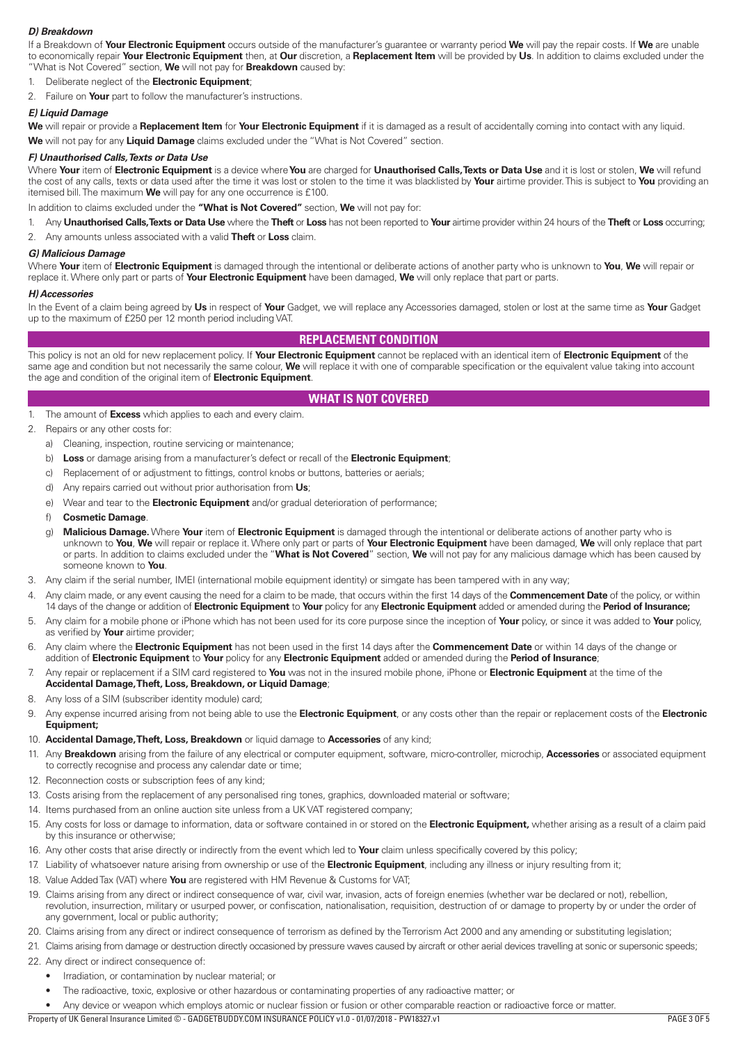### *D) Breakdown*

If a Breakdown of **Your Electronic Equipment** occurs outside of the manufacturer's guarantee or warranty period **We** will pay the repair costs. If **We** are unable to economically repair **Your Electronic Equipment** then, at **Our** discretion, a **Replacement Item** will be provided by **Us**. In addition to claims excluded under the "What is Not Covered" section, **We** will not pay for **Breakdown** caused by:

1. Deliberate neglect of the **Electronic Equipment**;
2. Failure on **Your** part to follow the manufacturer's instructions.

### *E) Liquid Damage*

**We** will repair or provide a **Replacement Item** for **Your Electronic Equipment** if it is damaged as a result of accidentally coming into contact with any liquid.

**We** will not pay for any **Liquid Damage** claims excluded under the "What is Not Covered" section.

### *F) Unauthorised Calls, Texts or Data Use*

Where **Your** item of **Electronic Equipment** is a device where **You** are charged for **Unauthorised Calls, Texts or Data Use** and it is lost or stolen, **We** will refund the cost of any calls, texts or data used after the time it was lost or stolen to the time it was blacklisted by **Your** airtime provider. This is subject to **You** providing an itemised bill. The maximum **We** will pay for any one occurrence is £100.

In addition to claims excluded under the **"What is Not Covered"** section, **We** will not pay for:

1. Any **Unauthorised Calls, Texts or Data Use** where the **Theft** or **Loss** has not been reported to **Your** airtime provider within 24 hours of the **Theft** or **Loss** occurring;
2. Any amounts unless associated with a valid **Theft** or **Loss** claim.

### *G) Malicious Damage*

Where **Your** item of **Electronic Equipment** is damaged through the intentional or deliberate actions of another party who is unknown to **You**, **We** will repair or replace it. Where only part or parts of **Your Electronic Equipment** have been damaged, **We** will only replace that part or parts.

### *H) Accessories*

In the Event of a claim being agreed by **Us** in respect of **Your** Gadget, we will replace any Accessories damaged, stolen or lost at the same time as **Your** Gadget up to the maximum of £250 per 12 month period including VAT.

## REPLACEMENT CONDITION

This policy is not an old for new replacement policy. If **Your Electronic Equipment** cannot be replaced with an identical item of **Electronic Equipment** of the same age and condition but not necessarily the same colour, **We** will replace it with one of comparable specification or the equivalent value taking into account the age and condition of the original item of **Electronic Equipment**.

## WHAT IS NOT COVERED

1. The amount of **Excess** which applies to each and every claim.
2. Repairs or any other costs for:
   a) Cleaning, inspection, routine servicing or maintenance;
   b) **Loss** or damage arising from a manufacturer's defect or recall of the **Electronic Equipment**;
   c) Replacement of or adjustment to fittings, control knobs or buttons, batteries or aerials;
   d) Any repairs carried out without prior authorisation from **Us**;
   e) Wear and tear to the **Electronic Equipment** and/or gradual deterioration of performance;
   f) **Cosmetic Damage**.
   g) **Malicious Damage.** Where **Your** item of **Electronic Equipment** is damaged through the intentional or deliberate actions of another party who is unknown to **You**, **We** will repair or replace it. Where only part or parts of **Your Electronic Equipment** have been damaged, **We** will only replace that part or parts. In addition to claims excluded under the "**What is Not Covered**" section, **We** will not pay for any malicious damage which has been caused by someone known to **You**.
3. Any claim if the serial number, IMEI (international mobile equipment identity) or simgate has been tampered with in any way;
4. Any claim made, or any event causing the need for a claim to be made, that occurs within the first 14 days of the **Commencement Date** of the policy, or within 14 days of the change or addition of **Electronic Equipment** to **Your** policy for any **Electronic Equipment** added or amended during the **Period of Insurance;**
5. Any claim for a mobile phone or iPhone which has not been used for its core purpose since the inception of **Your** policy, or since it was added to **Your** policy, as verified by **Your** airtime provider;
6. Any claim where the **Electronic Equipment** has not been used in the first 14 days after the **Commencement Date** or within 14 days of the change or addition of **Electronic Equipment** to **Your** policy for any **Electronic Equipment** added or amended during the **Period of Insurance**;
7. Any repair or replacement if a SIM card registered to **You** was not in the insured mobile phone, iPhone or **Electronic Equipment** at the time of the **Accidental Damage, Theft, Loss, Breakdown, or Liquid Damage**;
8. Any loss of a SIM (subscriber identity module) card;
9. Any expense incurred arising from not being able to use the **Electronic Equipment**, or any costs other than the repair or replacement costs of the **Electronic Equipment;**
10. **Accidental Damage, Theft, Loss, Breakdown** or liquid damage to **Accessories** of any kind;
11. Any **Breakdown** arising from the failure of any electrical or computer equipment, software, micro-controller, microchip, **Accessories** or associated equipment to correctly recognise and process any calendar date or time;
12. Reconnection costs or subscription fees of any kind;
13. Costs arising from the replacement of any personalised ring tones, graphics, downloaded material or software;
14. Items purchased from an online auction site unless from a UK VAT registered company;
15. Any costs for loss or damage to information, data or software contained in or stored on the **Electronic Equipment,** whether arising as a result of a claim paid by this insurance or otherwise;
16. Any other costs that arise directly or indirectly from the event which led to **Your** claim unless specifically covered by this policy;
17. Liability of whatsoever nature arising from ownership or use of the **Electronic Equipment**, including any illness or injury resulting from it;
18. Value Added Tax (VAT) where **You** are registered with HM Revenue & Customs for VAT;
19. Claims arising from any direct or indirect consequence of war, civil war, invasion, acts of foreign enemies (whether war be declared or not), rebellion, revolution, insurrection, military or usurped power, or confiscation, nationalisation, requisition, destruction of or damage to property by or under the order of any government, local or public authority;
20. Claims arising from any direct or indirect consequence of terrorism as defined by the Terrorism Act 2000 and any amending or substituting legislation;
21. Claims arising from damage or destruction directly occasioned by pressure waves caused by aircraft or other aerial devices travelling at sonic or supersonic speeds;
22. Any direct or indirect consequence of:
    - Irradiation, or contamination by nuclear material; or
    - The radioactive, toxic, explosive or other hazardous or contaminating properties of any radioactive matter; or
    - Any device or weapon which employs atomic or nuclear fission or fusion or other comparable reaction or radioactive force or matter.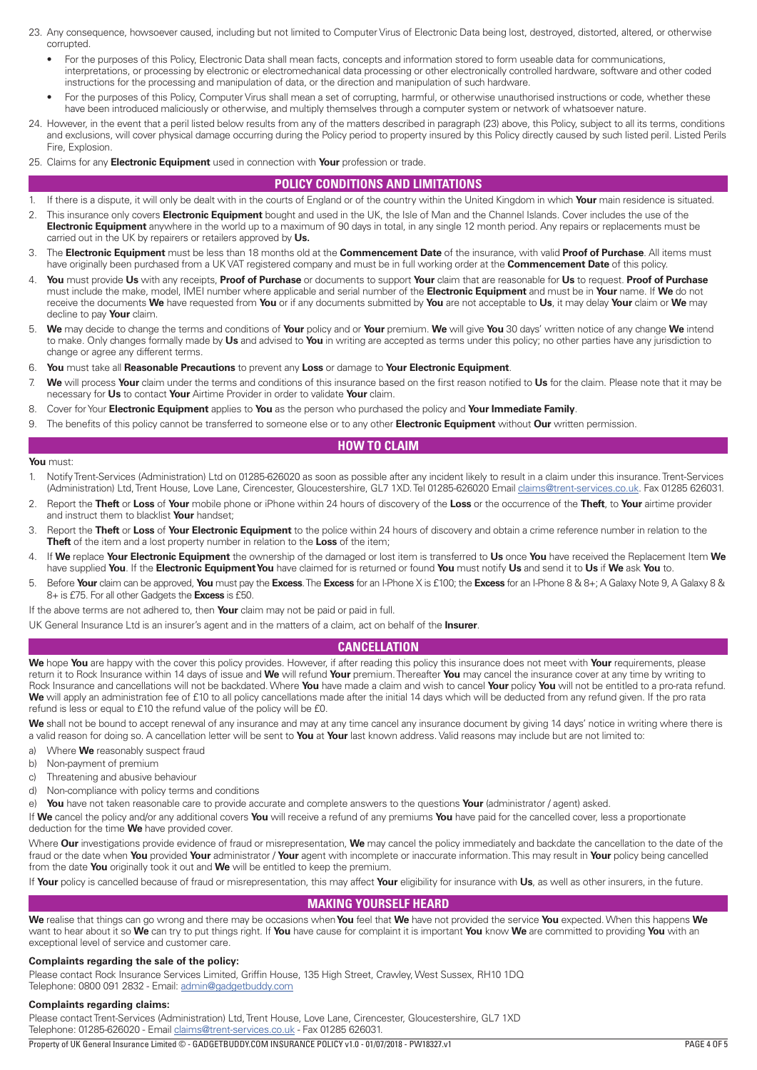23. Any consequence, howsoever caused, including but not limited to Computer Virus of Electronic Data being lost, destroyed, distorted, altered, or otherwise corrupted.
    - For the purposes of this Policy, Electronic Data shall mean facts, concepts and information stored to form useable data for communications, interpretations, or processing by electronic or electromechanical data processing or other electronically controlled hardware, software and other coded instructions for the processing and manipulation of data, or the direction and manipulation of such hardware.
    - For the purposes of this Policy, Computer Virus shall mean a set of corrupting, harmful, or otherwise unauthorised instructions or code, whether these have been introduced maliciously or otherwise, and multiply themselves through a computer system or network of whatsoever nature.
24. However, in the event that a peril listed below results from any of the matters described in paragraph (23) above, this Policy, subject to all its terms, conditions and exclusions, will cover physical damage occurring during the Policy period to property insured by this Policy directly caused by such listed peril. Listed Perils Fire, Explosion.
25. Claims for any **Electronic Equipment** used in connection with **Your** profession or trade.

## POLICY CONDITIONS AND LIMITATIONS

1. If there is a dispute, it will only be dealt with in the courts of England or of the country within the United Kingdom in which **Your** main residence is situated.
2. This insurance only covers **Electronic Equipment** bought and used in the UK, the Isle of Man and the Channel Islands. Cover includes the use of the **Electronic Equipment** anywhere in the world up to a maximum of 90 days in total, in any single 12 month period. Any repairs or replacements must be carried out in the UK by repairers or retailers approved by **Us.**
3. The **Electronic Equipment** must be less than 18 months old at the **Commencement Date** of the insurance, with valid **Proof of Purchase**. All items must have originally been purchased from a UK VAT registered company and must be in full working order at the **Commencement Date** of this policy.
4. **You** must provide **Us** with any receipts, **Proof of Purchase** or documents to support **Your** claim that are reasonable for **Us** to request. **Proof of Purchase** must include the make, model, IMEI number where applicable and serial number of the **Electronic Equipment** and must be in **Your** name. If **We** do not receive the documents **We** have requested from **You** or if any documents submitted by **You** are not acceptable to **Us**, it may delay **Your** claim or **We** may decline to pay **Your** claim.
5. **We** may decide to change the terms and conditions of **Your** policy and or **Your** premium. **We** will give **You** 30 days' written notice of any change **We** intend to make. Only changes formally made by **Us** and advised to **You** in writing are accepted as terms under this policy; no other parties have any jurisdiction to change or agree any different terms.
6. **You** must take all **Reasonable Precautions** to prevent any **Loss** or damage to **Your Electronic Equipment**.
7. **We** will process **Your** claim under the terms and conditions of this insurance based on the first reason notified to **Us** for the claim. Please note that it may be necessary for **Us** to contact **Your** Airtime Provider in order to validate **Your** claim.
8. Cover for Your **Electronic Equipment** applies to **You** as the person who purchased the policy and **Your Immediate Family**.
9. The benefits of this policy cannot be transferred to someone else or to any other **Electronic Equipment** without **Our** written permission.

## HOW TO CLAIM

**You** must:

1. Notify Trent-Services (Administration) Ltd on 01285-626020 as soon as possible after any incident likely to result in a claim under this insurance. Trent-Services (Administration) Ltd, Trent House, Love Lane, Cirencester, Gloucestershire, GL7 1XD. Tel 01285-626020 Email claims@trent-services.co.uk. Fax 01285 626031.
2. Report the **Theft** or **Loss** of **Your** mobile phone or iPhone within 24 hours of discovery of the **Loss** or the occurrence of the **Theft**, to **Your** airtime provider and instruct them to blacklist **Your** handset;
3. Report the **Theft** or **Loss** of **Your Electronic Equipment** to the police within 24 hours of discovery and obtain a crime reference number in relation to the **Theft** of the item and a lost property number in relation to the **Loss** of the item;
4. If **We** replace **Your Electronic Equipment** the ownership of the damaged or lost item is transferred to **Us** once **You** have received the Replacement Item **We** have supplied **You**. If the **Electronic Equipment You** have claimed for is returned or found **You** must notify **Us** and send it to **Us** if **We** ask **You** to.
5. Before **Your** claim can be approved, **You** must pay the **Excess**. The **Excess** for an I-Phone X is £100; the **Excess** for an I-Phone 8 & 8+; A Galaxy Note 9, A Galaxy 8 & 8+ is £75. For all other Gadgets the **Excess** is £50.

If the above terms are not adhered to, then **Your** claim may not be paid or paid in full.

UK General Insurance Ltd is an insurer's agent and in the matters of a claim, act on behalf of the **Insurer**.

## CANCELLATION

**We** hope **You** are happy with the cover this policy provides. However, if after reading this policy this insurance does not meet with **Your** requirements, please return it to Rock Insurance within 14 days of issue and **We** will refund **Your** premium. Thereafter **You** may cancel the insurance cover at any time by writing to Rock Insurance and cancellations will not be backdated. Where **You** have made a claim and wish to cancel **Your** policy **You** will not be entitled to a pro-rata refund. **We** will apply an administration fee of £10 to all policy cancellations made after the initial 14 days which will be deducted from any refund given. If the pro rata refund is less or equal to £10 the refund value of the policy will be £0.

**We** shall not be bound to accept renewal of any insurance and may at any time cancel any insurance document by giving 14 days' notice in writing where there is a valid reason for doing so. A cancellation letter will be sent to **You** at **Your** last known address. Valid reasons may include but are not limited to:

a) Where **We** reasonably suspect fraud
b) Non-payment of premium
c) Threatening and abusive behaviour
d) Non-compliance with policy terms and conditions
e) **You** have not taken reasonable care to provide accurate and complete answers to the questions **Your** (administrator / agent) asked.

If **We** cancel the policy and/or any additional covers **You** will receive a refund of any premiums **You** have paid for the cancelled cover, less a proportionate deduction for the time **We** have provided cover.

Where **Our** investigations provide evidence of fraud or misrepresentation, **We** may cancel the policy immediately and backdate the cancellation to the date of the fraud or the date when **You** provided **Your** administrator / **Your** agent with incomplete or inaccurate information. This may result in **Your** policy being cancelled from the date **You** originally took it out and **We** will be entitled to keep the premium.

If **Your** policy is cancelled because of fraud or misrepresentation, this may affect **Your** eligibility for insurance with **Us**, as well as other insurers, in the future.

## MAKING YOURSELF HEARD

**We** realise that things can go wrong and there may be occasions when **You** feel that **We** have not provided the service **You** expected. When this happens **We** want to hear about it so **We** can try to put things right. If **You** have cause for complaint it is important **You** know **We** are committed to providing **You** with an exceptional level of service and customer care.

**Complaints regarding the sale of the policy:**

Please contact Rock Insurance Services Limited, Griffin House, 135 High Street, Crawley, West Sussex, RH10 1DQ
Telephone: 0800 091 2832 - Email: admin@gadgetbuddy.com

**Complaints regarding claims:**

Please contact Trent-Services (Administration) Ltd, Trent House, Love Lane, Cirencester, Gloucestershire, GL7 1XD
Telephone: 01285-626020 - Email claims@trent-services.co.uk - Fax 01285 626031.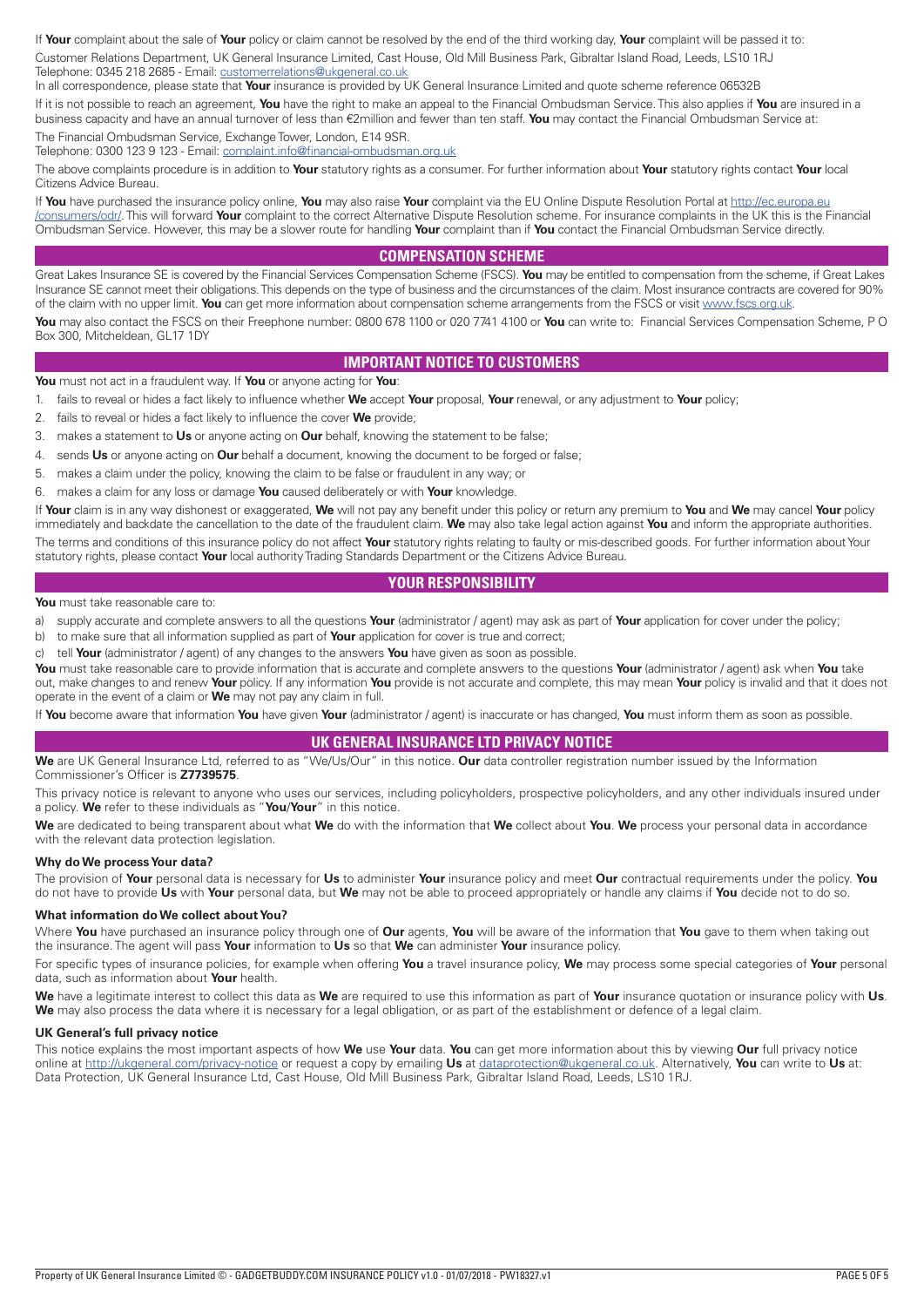If **Your** complaint about the sale of **Your** policy or claim cannot be resolved by the end of the third working day, **Your** complaint will be passed it to:

Customer Relations Department, UK General Insurance Limited, Cast House, Old Mill Business Park, Gibraltar Island Road, Leeds, LS10 1RJ
Telephone: 0345 218 2685 - Email: customerrelations@ukgeneral.co.uk

In all correspondence, please state that **Your** insurance is provided by UK General Insurance Limited and quote scheme reference 06532B

If it is not possible to reach an agreement, **You** have the right to make an appeal to the Financial Ombudsman Service. This also applies if **You** are insured in a business capacity and have an annual turnover of less than €2million and fewer than ten staff. **You** may contact the Financial Ombudsman Service at:

The Financial Ombudsman Service, Exchange Tower, London, E14 9SR.
Telephone: 0300 123 9 123 - Email: complaint.info@financial-ombudsman.org.uk

The above complaints procedure is in addition to **Your** statutory rights as a consumer. For further information about **Your** statutory rights contact **Your** local Citizens Advice Bureau.

If **You** have purchased the insurance policy online, **You** may also raise **Your** complaint via the EU Online Dispute Resolution Portal at http://ec.europa.eu/consumers/odr/. This will forward **Your** complaint to the correct Alternative Dispute Resolution scheme. For insurance complaints in the UK this is the Financial Ombudsman Service. However, this may be a slower route for handling **Your** complaint than if **You** contact the Financial Ombudsman Service directly.

## COMPENSATION SCHEME

Great Lakes Insurance SE is covered by the Financial Services Compensation Scheme (FSCS). **You** may be entitled to compensation from the scheme, if Great Lakes Insurance SE cannot meet their obligations. This depends on the type of business and the circumstances of the claim. Most insurance contracts are covered for 90% of the claim with no upper limit. **You** can get more information about compensation scheme arrangements from the FSCS or visit www.fscs.org.uk.

**You** may also contact the FSCS on their Freephone number: 0800 678 1100 or 020 7741 4100 or **You** can write to: Financial Services Compensation Scheme, P O Box 300, Mitcheldean, GL17 1DY

## IMPORTANT NOTICE TO CUSTOMERS

**You** must not act in a fraudulent way. If **You** or anyone acting for **You**:

1. fails to reveal or hides a fact likely to influence whether **We** accept **Your** proposal, **Your** renewal, or any adjustment to **Your** policy;
2. fails to reveal or hides a fact likely to influence the cover **We** provide;
3. makes a statement to **Us** or anyone acting on **Our** behalf, knowing the statement to be false;
4. sends **Us** or anyone acting on **Our** behalf a document, knowing the document to be forged or false;
5. makes a claim under the policy, knowing the claim to be false or fraudulent in any way; or
6. makes a claim for any loss or damage **You** caused deliberately or with **Your** knowledge.

If **Your** claim is in any way dishonest or exaggerated, **We** will not pay any benefit under this policy or return any premium to **You** and **We** may cancel **Your** policy immediately and backdate the cancellation to the date of the fraudulent claim. **We** may also take legal action against **You** and inform the appropriate authorities.

The terms and conditions of this insurance policy do not affect **Your** statutory rights relating to faulty or mis-described goods. For further information about Your statutory rights, please contact **Your** local authority Trading Standards Department or the Citizens Advice Bureau.

## YOUR RESPONSIBILITY

**You** must take reasonable care to:

a) supply accurate and complete answers to all the questions **Your** (administrator / agent) may ask as part of **Your** application for cover under the policy;
b) to make sure that all information supplied as part of **Your** application for cover is true and correct;
c) tell **Your** (administrator / agent) of any changes to the answers **You** have given as soon as possible.

**You** must take reasonable care to provide information that is accurate and complete answers to the questions **Your** (administrator / agent) ask when **You** take out, make changes to and renew **Your** policy. If any information **You** provide is not accurate and complete, this may mean **Your** policy is invalid and that it does not operate in the event of a claim or **We** may not pay any claim in full.

If **You** become aware that information **You** have given **Your** (administrator / agent) is inaccurate or has changed, **You** must inform them as soon as possible.

## UK GENERAL INSURANCE LTD PRIVACY NOTICE

**We** are UK General Insurance Ltd, referred to as "We/Us/Our" in this notice. **Our** data controller registration number issued by the Information Commissioner's Officer is **Z7739575**.

This privacy notice is relevant to anyone who uses our services, including policyholders, prospective policyholders, and any other individuals insured under a policy. **We** refer to these individuals as "**You**/**Your**" in this notice.

**We** are dedicated to being transparent about what **We** do with the information that **We** collect about **You**. **We** process your personal data in accordance with the relevant data protection legislation.

### Why do We process Your data?

The provision of **Your** personal data is necessary for **Us** to administer **Your** insurance policy and meet **Our** contractual requirements under the policy. **You** do not have to provide **Us** with **Your** personal data, but **We** may not be able to proceed appropriately or handle any claims if **You** decide not to do so.

### What information do We collect about You?

Where **You** have purchased an insurance policy through one of **Our** agents, **You** will be aware of the information that **You** gave to them when taking out the insurance. The agent will pass **Your** information to **Us** so that **We** can administer **Your** insurance policy.

For specific types of insurance policies, for example when offering **You** a travel insurance policy, **We** may process some special categories of **Your** personal data, such as information about **Your** health.

**We** have a legitimate interest to collect this data as **We** are required to use this information as part of **Your** insurance quotation or insurance policy with **Us**. **We** may also process the data where it is necessary for a legal obligation, or as part of the establishment or defence of a legal claim.

### UK General's full privacy notice

This notice explains the most important aspects of how **We** use **Your** data. **You** can get more information about this by viewing **Our** full privacy notice online at http://ukgeneral.com/privacy-notice or request a copy by emailing **Us** at dataprotection@ukgeneral.co.uk. Alternatively, **You** can write to **Us** at: Data Protection, UK General Insurance Ltd, Cast House, Old Mill Business Park, Gibraltar Island Road, Leeds, LS10 1RJ.